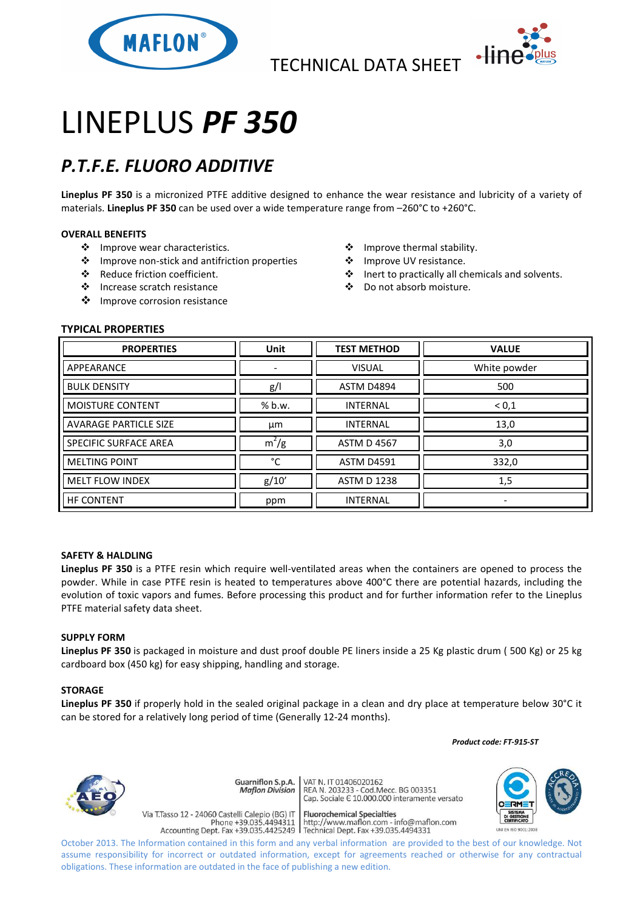TECHNICAL DATA SHEET

# LINEPLUS ***PF 350***

## *P.T.F.E. FLUORO ADDITIVE*

**Lineplus PF 350** is a micronized PTFE additive designed to enhance the wear resistance and lubricity of a variety of materials. **Lineplus PF 350** can be used over a wide temperature range from –260°C to +260°C.

### OVERALL BENEFITS

- Improve wear characteristics.
- Improve non-stick and antifriction properties
- Reduce friction coefficient.
- Increase scratch resistance
- Improve corrosion resistance
- Improve thermal stability.
- Improve UV resistance.
- Inert to practically all chemicals and solvents.
- Do not absorb moisture.

### TYPICAL PROPERTIES

| PROPERTIES | Unit | TEST METHOD | VALUE |
|---|---|---|---|
| APPEARANCE | - | VISUAL | White powder |
| BULK DENSITY | g/l | ASTM D4894 | 500 |
| MOISTURE CONTENT | % b.w. | INTERNAL | < 0,1 |
| AVARAGE PARTICLE SIZE | µm | INTERNAL | 13,0 |
| SPECIFIC SURFACE AREA | $m^2/g$ | ASTM D 4567 | 3,0 |
| MELTING POINT | °C | ASTM D4591 | 332,0 |
| MELT FLOW INDEX | g/10' | ASTM D 1238 | 1,5 |
| HF CONTENT | ppm | INTERNAL | - |

### SAFETY & HALDLING

**Lineplus PF 350** is a PTFE resin which require well-ventilated areas when the containers are opened to process the powder. While in case PTFE resin is heated to temperatures above 400°C there are potential hazards, including the evolution of toxic vapors and fumes. Before processing this product and for further information refer to the Lineplus PTFE material safety data sheet.

### SUPPLY FORM

**Lineplus PF 350** is packaged in moisture and dust proof double PE liners inside a 25 Kg plastic drum ( 500 Kg) or 25 kg cardboard box (450 kg) for easy shipping, handling and storage.

### STORAGE

**Lineplus PF 350** if properly hold in the sealed original package in a clean and dry place at temperature below 30°C it can be stored for a relatively long period of time (Generally 12-24 months).

***Product code: FT-915-ST***

Guarniflon S.p.A. *Maflon Division*
Via T.Tasso 12 - 24060 Castelli Calepio (BG) IT
Phone +39.035.4494311
Accounting Dept. Fax +39.035.4425249

VAT N. IT 01406020162
REA N. 203233 - Cod.Mecc. BG 003351
Cap. Sociale € 10.000.000 interamente versato
Fluorochemical Specialties
http://www.maflon.com - info@maflon.com
Technical Dept. Fax +39.035.4494331

October 2013. The Information contained in this form and any verbal information are provided to the best of our knowledge. Not assume responsibility for incorrect or outdated information, except for agreements reached or otherwise for any contractual obligations. These information are outdated in the face of publishing a new edition.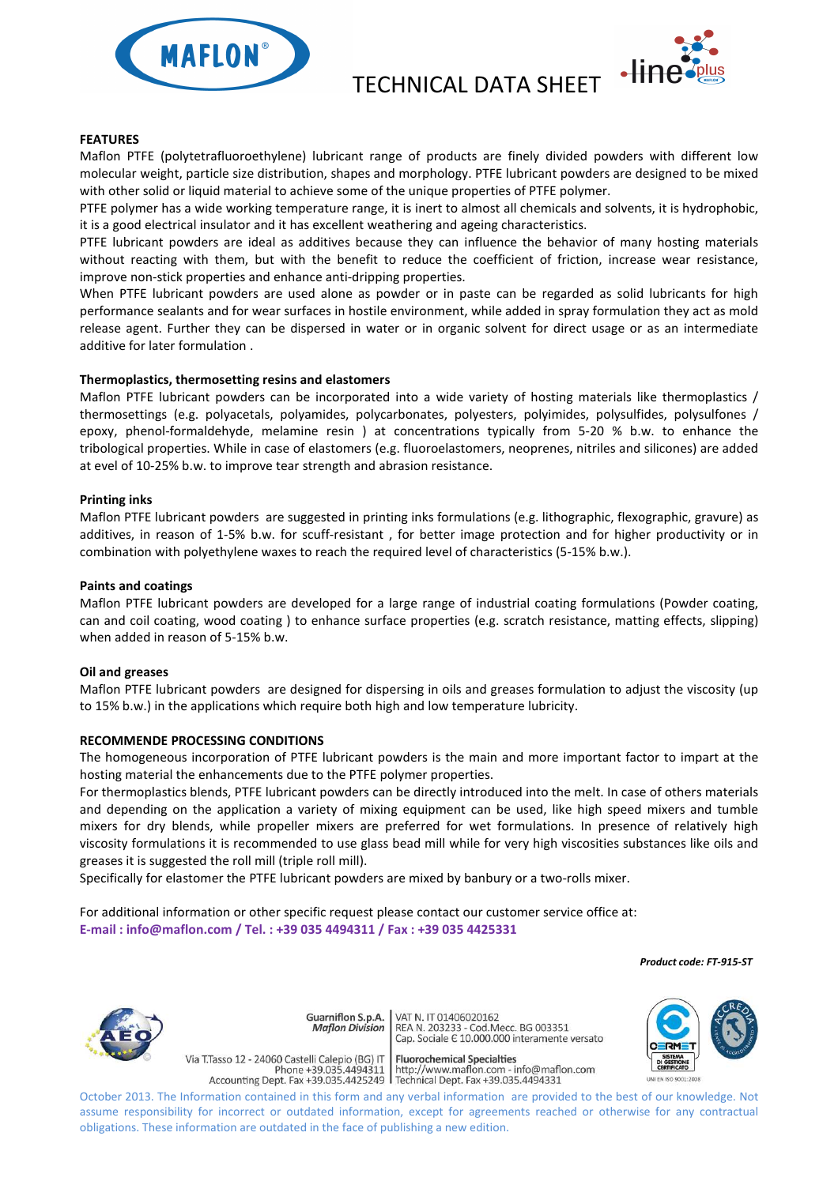# TECHNICAL DATA SHEET

**FEATURES**

Maflon PTFE (polytetrafluoroethylene) lubricant range of products are finely divided powders with different low molecular weight, particle size distribution, shapes and morphology. PTFE lubricant powders are designed to be mixed with other solid or liquid material to achieve some of the unique properties of PTFE polymer.

PTFE polymer has a wide working temperature range, it is inert to almost all chemicals and solvents, it is hydrophobic, it is a good electrical insulator and it has excellent weathering and ageing characteristics.

PTFE lubricant powders are ideal as additives because they can influence the behavior of many hosting materials without reacting with them, but with the benefit to reduce the coefficient of friction, increase wear resistance, improve non-stick properties and enhance anti-dripping properties.

When PTFE lubricant powders are used alone as powder or in paste can be regarded as solid lubricants for high performance sealants and for wear surfaces in hostile environment, while added in spray formulation they act as mold release agent. Further they can be dispersed in water or in organic solvent for direct usage or as an intermediate additive for later formulation .

**Thermoplastics, thermosetting resins and elastomers**

Maflon PTFE lubricant powders can be incorporated into a wide variety of hosting materials like thermoplastics / thermosettings (e.g. polyacetals, polyamides, polycarbonates, polyesters, polyimides, polysulfides, polysulfones / epoxy, phenol-formaldehyde, melamine resin ) at concentrations typically from 5-20 % b.w. to enhance the tribological properties. While in case of elastomers (e.g. fluoroelastomers, neoprenes, nitriles and silicones) are added at evel of 10-25% b.w. to improve tear strength and abrasion resistance.

**Printing inks**

Maflon PTFE lubricant powders are suggested in printing inks formulations (e.g. lithographic, flexographic, gravure) as additives, in reason of 1-5% b.w. for scuff-resistant , for better image protection and for higher productivity or in combination with polyethylene waxes to reach the required level of characteristics (5-15% b.w.).

**Paints and coatings**

Maflon PTFE lubricant powders are developed for a large range of industrial coating formulations (Powder coating, can and coil coating, wood coating ) to enhance surface properties (e.g. scratch resistance, matting effects, slipping) when added in reason of 5-15% b.w.

**Oil and greases**

Maflon PTFE lubricant powders are designed for dispersing in oils and greases formulation to adjust the viscosity (up to 15% b.w.) in the applications which require both high and low temperature lubricity.

**RECOMMENDE PROCESSING CONDITIONS**

The homogeneous incorporation of PTFE lubricant powders is the main and more important factor to impart at the hosting material the enhancements due to the PTFE polymer properties.

For thermoplastics blends, PTFE lubricant powders can be directly introduced into the melt. In case of others materials and depending on the application a variety of mixing equipment can be used, like high speed mixers and tumble mixers for dry blends, while propeller mixers are preferred for wet formulations. In presence of relatively high viscosity formulations it is recommended to use glass bead mill while for very high viscosities substances like oils and greases it is suggested the roll mill (triple roll mill).

Specifically for elastomer the PTFE lubricant powders are mixed by banbury or a two-rolls mixer.

For additional information or other specific request please contact our customer service office at:
**E-mail : info@maflon.com / Tel. : +39 035 4494311 / Fax : +39 035 4425331**

***Product code: FT-915-ST***

Guarniflon S.p.A. *Maflon Division*
Via T.Tasso 12 - 24060 Castelli Calepio (BG) IT
Phone +39.035.4494311
Accounting Dept. Fax +39.035.4425249

VAT N. IT 01406020162
REA N. 203233 - Cod.Mecc. BG 003351
Cap. Sociale € 10.000.000 interamente versato
Fluorochemical Specialties
http://www.maflon.com - info@maflon.com
Technical Dept. Fax +39.035.4494331

October 2013. The Information contained in this form and any verbal information are provided to the best of our knowledge. Not assume responsibility for incorrect or outdated information, except for agreements reached or otherwise for any contractual obligations. These information are outdated in the face of publishing a new edition.